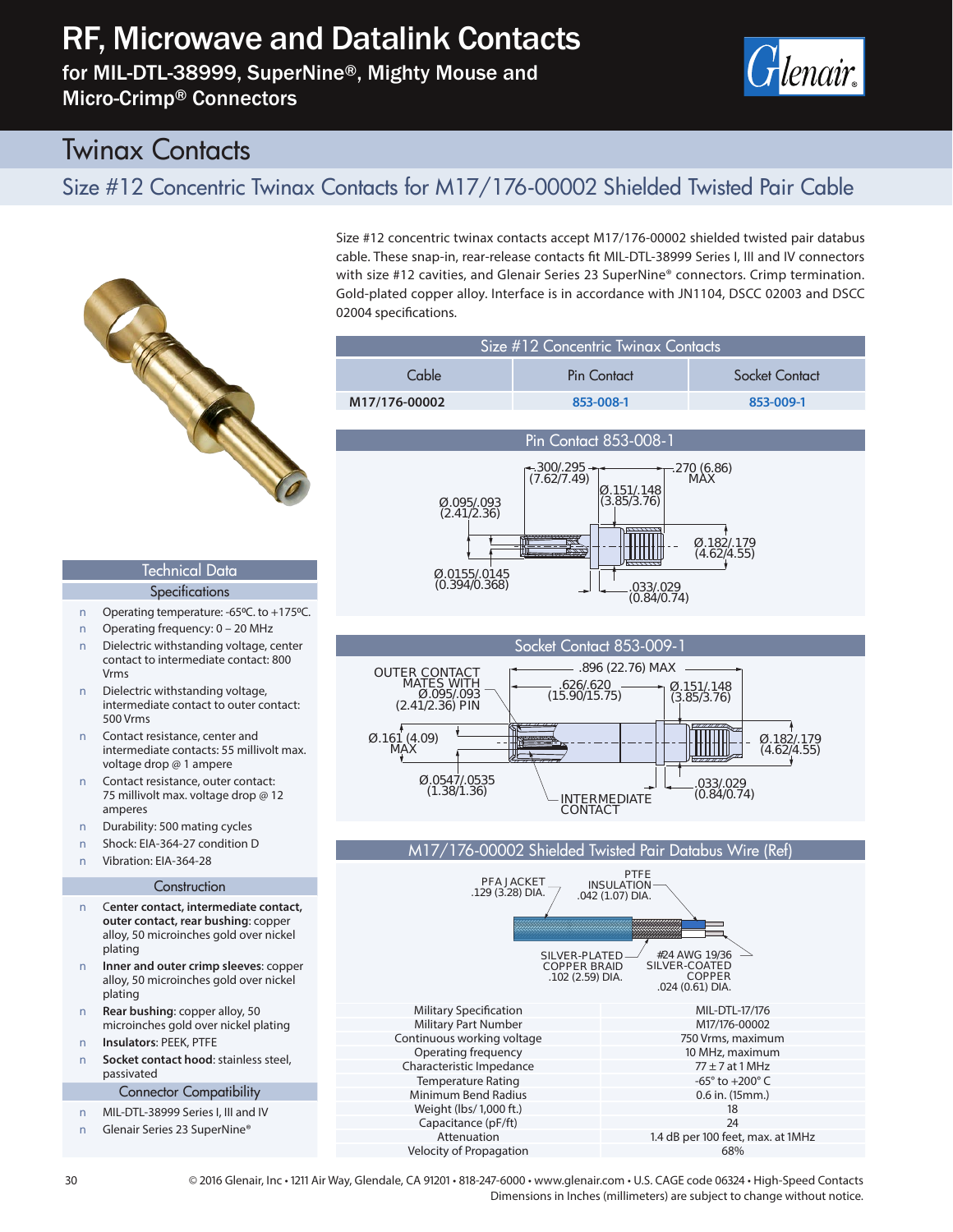# RF, Microwave and Datalink Contacts

for MIL-DTL-38999, SuperNine®, Mighty Mouse and Micro-Crimp® Connectors

## Twinax Contacts

### Size #12 Concentric Twinax Contacts for M17/176-00002 Shielded Twisted Pair Cable

Size #12 concentric twinax contacts accept M17/176-00002 shielded twisted pair databus cable. These snap-in, rear-release contacts fit MIL-DTL-38999 Series I, III and IV connectors with size #12 cavities, and Glenair Series 23 SuperNine® connectors. Crimp termination. Gold-plated copper alloy. Interface is in accordance with JN1104, DSCC 02003 and DSCC 02004 specifications.

| Size #12 Concentric Twinax Contacts | | |
|---|---|---|
| Cable | Pin Contact | Socket Contact |
| M17/176-00002 | 853-008-1 | 853-009-1 |

#### Pin Contact 853-008-1

.300/.295 (7.62/7.49); .270 (6.86) MAX; Ø.151/.148 (3.85/3.76); Ø.095/.093 (2.41/2.36); Ø.182/.179 (4.62/4.55); Ø.0155/.0145 (0.394/0.368); .033/.029 (0.84/0.74)

#### Socket Contact 853-009-1

OUTER CONTACT MATES WITH Ø.095/.093 (2.41/2.36) PIN; .896 (22.76) MAX; .626/.620 (15.90/15.75); Ø.151/.148 (3.85/3.76); Ø.161 (4.09) MAX; Ø.182/.179 (4.62/4.55); Ø.0547/.0535 (1.38/1.36); .033/.029 (0.84/0.74); INTERMEDIATE CONTACT

## Technical Data

### Specifications

- Operating temperature: -65ºC. to +175ºC.
- Operating frequency: 0 – 20 MHz
- Dielectric withstanding voltage, center contact to intermediate contact: 800 Vrms
- Dielectric withstanding voltage, intermediate contact to outer contact: 500 Vrms
- Contact resistance, center and intermediate contacts: 55 millivolt max. voltage drop @ 1 ampere
- Contact resistance, outer contact: 75 millivolt max. voltage drop @ 12 amperes
- Durability: 500 mating cycles
- Shock: EIA-364-27 condition D
- Vibration: EIA-364-28

### Construction

- **Center contact, intermediate contact, outer contact, rear bushing**: copper alloy, 50 microinches gold over nickel plating
- **Inner and outer crimp sleeves**: copper alloy, 50 microinches gold over nickel plating
- **Rear bushing**: copper alloy, 50 microinches gold over nickel plating
- **Insulators**: PEEK, PTFE
- **Socket contact hood**: stainless steel, passivated

### Connector Compatibility

- MIL-DTL-38999 Series I, III and IV
- Glenair Series 23 SuperNine®

#### M17/176-00002 Shielded Twisted Pair Databus Wire (Ref)

PFA JACKET .129 (3.28) DIA.; PTFE INSULATION .042 (1.07) DIA.; SILVER-PLATED COPPER BRAID .102 (2.59) DIA.; #24 AWG 19/36 SILVER-COATED COPPER .024 (0.61) DIA.

| | |
|---|---|
| Military Specification | MIL-DTL-17/176 |
| Military Part Number | M17/176-00002 |
| Continuous working voltage | 750 Vrms, maximum |
| Operating frequency | 10 MHz, maximum |
| Characteristic Impedance | 77 ± 7 at 1 MHz |
| Temperature Rating | -65° to +200° C |
| Minimum Bend Radius | 0.6 in. (15mm.) |
| Weight (lbs/ 1,000 ft.) | 18 |
| Capacitance (pF/ft) | 24 |
| Attenuation | 1.4 dB per 100 feet, max. at 1MHz |
| Velocity of Propagation | 68% |

© 2016 Glenair, Inc • 1211 Air Way, Glendale, CA 91201 • 818-247-6000 • www.glenair.com • U.S. CAGE code 06324 • High-Speed Contacts
Dimensions in Inches (millimeters) are subject to change without notice.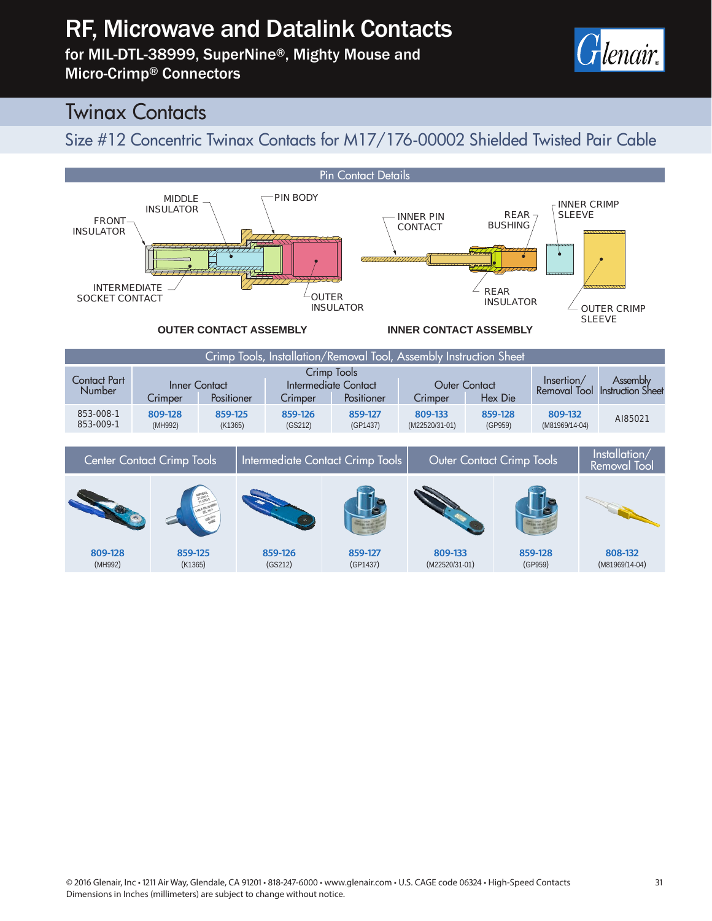# RF, Microwave and Datalink Contacts

for MIL-DTL-38999, SuperNine®, Mighty Mouse and Micro-Crimp® Connectors

## Twinax Contacts

### Size #12 Concentric Twinax Contacts for M17/176-00002 Shielded Twisted Pair Cable

#### Pin Contact Details

MIDDLE INSULATOR

PIN BODY

FRONT INSULATOR

INTERMEDIATE SOCKET CONTACT

OUTER INSULATOR

INNER PIN CONTACT

REAR BUSHING

INNER CRIMP SLEEVE

REAR INSULATOR

OUTER CRIMP SLEEVE

**OUTER CONTACT ASSEMBLY**

**INNER CONTACT ASSEMBLY**

#### Crimp Tools, Installation/Removal Tool, Assembly Instruction Sheet

| Contact Part Number | Crimp Tools | | | | | | Insertion/ Removal Tool | Assembly Instruction Sheet |
|---|---|---|---|---|---|---|---|---|
| | Inner Contact | | Intermediate Contact | | Outer Contact | | | |
| | Crimper | Positioner | Crimper | Positioner | Crimper | Hex Die | | |
| 853-008-1<br>853-009-1 | **809-128** (MH992) | **859-125** (K1365) | **859-126** (GS212) | **859-127** (GP1437) | **809-133** (M22520/31-01) | **859-128** (GP959) | **809-132** (M81969/14-04) | AI85021 |

| Center Contact Crimp Tools | | Intermediate Contact Crimp Tools | | Outer Contact Crimp Tools | | Installation/ Removal Tool |
|---|---|---|---|---|---|---|
| **809-128** (MH992) | **859-125** (K1365) | **859-126** (GS212) | **859-127** (GP1437) | **809-133** (M22520/31-01) | **859-128** (GP959) | **808-132** (M81969/14-04) |

© 2016 Glenair, Inc • 1211 Air Way, Glendale, CA 91201 • 818-247-6000 • www.glenair.com • U.S. CAGE code 06324 • High-Speed Contacts
Dimensions in Inches (millimeters) are subject to change without notice.